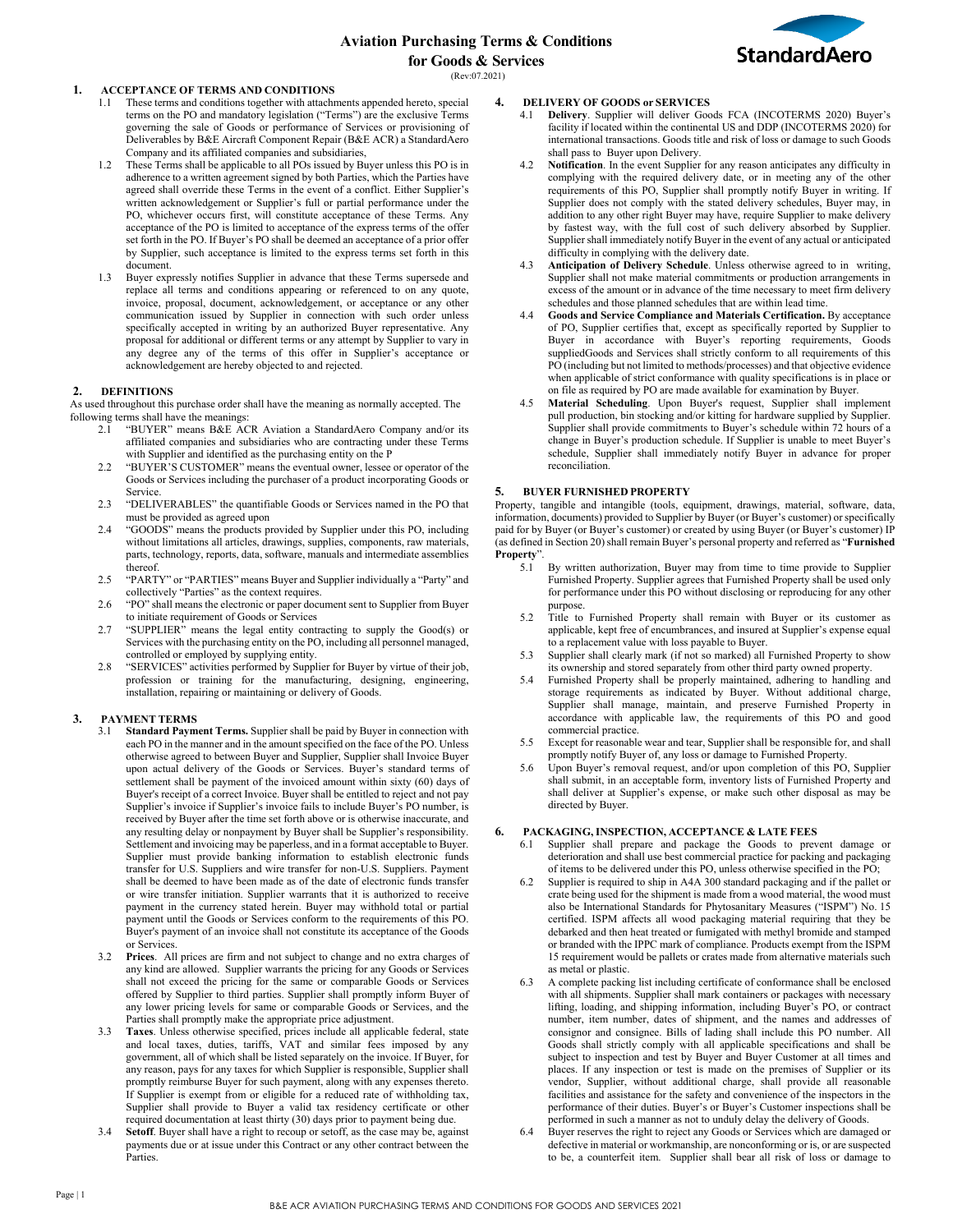# Aviation Purchasing Terms & Conditions for Goods & Services

(Rev:07.2021)

## 1. ACCEPTANCE OF TERMS AND CONDITIONS

1.1 These terms and conditions together with attachments appended hereto, special terms on the PO and mandatory legislation ("Terms") are the exclusive Terms governing the sale of Goods or performance of Services or provisioning of Deliverables by B&E Aircraft Component Repair (B&E ACR) a StandardAero Company and its affiliated companies and subsidiaries,

1.2 These Terms shall be applicable to all POs issued by Buyer unless this PO is in adherence to a written agreement signed by both Parties, which the Parties have agreed shall override these Terms in the event of a conflict. Either Supplier's written acknowledgement or Supplier's full or partial performance under the PO, whichever occurs first, will constitute acceptance of these Terms. Any acceptance of the PO is limited to acceptance of the express terms of the offer set forth in the PO. If Buyer's PO shall be deemed an acceptance of a prior offer by Supplier, such acceptance is limited to the express terms set forth in this document.

1.3 Buyer expressly notifies Supplier in advance that these Terms supersede and replace all terms and conditions appearing or referenced to on any quote, invoice, proposal, document, acknowledgement, or acceptance or any other communication issued by Supplier in connection with such order unless specifically accepted in writing by an authorized Buyer representative. Any proposal for additional or different terms or any attempt by Supplier to vary in any degree any of the terms of this offer in Supplier's acceptance or acknowledgement are hereby objected to and rejected.

## 2. DEFINITIONS

As used throughout this purchase order shall have the meaning as normally accepted. The following terms shall have the meanings:

2.1 "BUYER" means B&E ACR Aviation a StandardAero Company and/or its affiliated companies and subsidiaries who are contracting under these Terms with Supplier and identified as the purchasing entity on the P

2.2 "BUYER'S CUSTOMER" means the eventual owner, lessee or operator of the Goods or Services including the purchaser of a product incorporating Goods or Service.

2.3 "DELIVERABLES" the quantifiable Goods or Services named in the PO that must be provided as agreed upon

2.4 "GOODS" means the products provided by Supplier under this PO, including without limitations all articles, drawings, supplies, components, raw materials, parts, technology, reports, data, software, manuals and intermediate assemblies thereof.

2.5 "PARTY" or "PARTIES" means Buyer and Supplier individually a "Party" and collectively "Parties" as the context requires.

2.6 "PO" shall means the electronic or paper document sent to Supplier from Buyer to initiate requirement of Goods or Services

2.7 "SUPPLIER" means the legal entity contracting to supply the Good(s) or Services with the purchasing entity on the PO, including all personnel managed, controlled or employed by supplying entity.

2.8 "SERVICES" activities performed by Supplier for Buyer by virtue of their job, profession or training for the manufacturing, designing, engineering, installation, repairing or maintaining or delivery of Goods.

## 3. PAYMENT TERMS

3.1 **Standard Payment Terms.** Supplier shall be paid by Buyer in connection with each PO in the manner and in the amount specified on the face of the PO. Unless otherwise agreed to between Buyer and Supplier, Supplier shall Invoice Buyer upon actual delivery of the Goods or Services. Buyer's standard terms of settlement shall be payment of the invoiced amount within sixty (60) days of Buyer's receipt of a correct Invoice. Buyer shall be entitled to reject and not pay Supplier's invoice if Supplier's invoice fails to include Buyer's PO number, is received by Buyer after the time set forth above or is otherwise inaccurate, and any resulting delay or nonpayment by Buyer shall be Supplier's responsibility. Settlement and invoicing may be paperless, and in a format acceptable to Buyer. Supplier must provide banking information to establish electronic funds transfer for U.S. Suppliers and wire transfer for non-U.S. Suppliers. Payment shall be deemed to have been made as of the date of electronic funds transfer or wire transfer initiation. Supplier warrants that it is authorized to receive payment in the currency stated herein. Buyer may withhold total or partial payment until the Goods or Services conform to the requirements of this PO. Buyer's payment of an invoice shall not constitute its acceptance of the Goods or Services.

3.2 **Prices**. All prices are firm and not subject to change and no extra charges of any kind are allowed. Supplier warrants the pricing for any Goods or Services shall not exceed the pricing for the same or comparable Goods or Services offered by Supplier to third parties. Supplier shall promptly inform Buyer of any lower pricing levels for same or comparable Goods or Services, and the Parties shall promptly make the appropriate price adjustment.

3.3 **Taxes**. Unless otherwise specified, prices include all applicable federal, state and local taxes, duties, tariffs, VAT and similar fees imposed by any government, all of which shall be listed separately on the invoice. If Buyer, for any reason, pays for any taxes for which Supplier is responsible, Supplier shall promptly reimburse Buyer for such payment, along with any expenses thereto. If Supplier is exempt from or eligible for a reduced rate of withholding tax, Supplier shall provide to Buyer a valid tax residency certificate or other required documentation at least thirty (30) days prior to payment being due.

3.4 **Setoff**. Buyer shall have a right to recoup or setoff, as the case may be, against payments due or at issue under this Contract or any other contract between the Parties.

## 4. DELIVERY OF GOODS or SERVICES

4.1 **Delivery**. Supplier will deliver Goods FCA (INCOTERMS 2020) Buyer's facility if located within the continental US and DDP (INCOTERMS 2020) for international transactions. Goods title and risk of loss or damage to such Goods shall pass to Buyer upon Delivery.

4.2 **Notification**. In the event Supplier for any reason anticipates any difficulty in complying with the required delivery date, or in meeting any of the other requirements of this PO, Supplier shall promptly notify Buyer in writing. If Supplier does not comply with the stated delivery schedules, Buyer may, in addition to any other right Buyer may have, require Supplier to make delivery by fastest way, with the full cost of such delivery absorbed by Supplier. Supplier shall immediately notify Buyer in the event of any actual or anticipated difficulty in complying with the delivery date.

4.3 **Anticipation of Delivery Schedule**. Unless otherwise agreed to in writing, Supplier shall not make material commitments or production arrangements in excess of the amount or in advance of the time necessary to meet firm delivery schedules and those planned schedules that are within lead time.

4.4 **Goods and Service Compliance and Materials Certification.** By acceptance of PO, Supplier certifies that, except as specifically reported by Supplier to Buyer in accordance with Buyer's reporting requirements, Goods suppliedGoods and Services shall strictly conform to all requirements of this PO (including but not limited to methods/processes) and that objective evidence when applicable of strict conformance with quality specifications is in place or on file as required by PO are made available for examination by Buyer.

4.5 **Material Scheduling**. Upon Buyer's request, Supplier shall implement pull production, bin stocking and/or kitting for hardware supplied by Supplier. Supplier shall provide commitments to Buyer's schedule within 72 hours of a change in Buyer's production schedule. If Supplier is unable to meet Buyer's schedule, Supplier shall immediately notify Buyer in advance for proper reconciliation.

## 5. BUYER FURNISHED PROPERTY

Property, tangible and intangible (tools, equipment, drawings, material, software, data, information, documents) provided to Supplier by Buyer (or Buyer's customer) or specifically paid for by Buyer (or Buyer's customer) or created by using Buyer (or Buyer's customer) IP (as defined in Section 20) shall remain Buyer's personal property and referred as "**Furnished Property**".

5.1 By written authorization, Buyer may from time to time provide to Supplier Furnished Property. Supplier agrees that Furnished Property shall be used only for performance under this PO without disclosing or reproducing for any other purpose.

5.2 Title to Furnished Property shall remain with Buyer or its customer as applicable, kept free of encumbrances, and insured at Supplier's expense equal to a replacement value with loss payable to Buyer.

5.3 Supplier shall clearly mark (if not so marked) all Furnished Property to show its ownership and stored separately from other third party owned property.

5.4 Furnished Property shall be properly maintained, adhering to handling and storage requirements as indicated by Buyer. Without additional charge, Supplier shall manage, maintain, and preserve Furnished Property in accordance with applicable law, the requirements of this PO and good commercial practice.

5.5 Except for reasonable wear and tear, Supplier shall be responsible for, and shall promptly notify Buyer of, any loss or damage to Furnished Property.

5.6 Upon Buyer's removal request, and/or upon completion of this PO, Supplier shall submit, in an acceptable form, inventory lists of Furnished Property and shall deliver at Supplier's expense, or make such other disposal as may be directed by Buyer.

## 6. PACKAGING, INSPECTION, ACCEPTANCE & LATE FEES

6.1 Supplier shall prepare and package the Goods to prevent damage or deterioration and shall use best commercial practice for packing and packaging of items to be delivered under this PO, unless otherwise specified in the PO;

6.2 Supplier is required to ship in A4A 300 standard packaging and if the pallet or crate being used for the shipment is made from a wood material, the wood must also be International Standards for Phytosanitary Measures ("ISPM") No. 15 certified. ISPM affects all wood packaging material requiring that they be debarked and then heat treated or fumigated with methyl bromide and stamped or branded with the IPPC mark of compliance. Products exempt from the ISPM 15 requirement would be pallets or crates made from alternative materials such as metal or plastic.

6.3 A complete packing list including certificate of conformance shall be enclosed with all shipments. Supplier shall mark containers or packages with necessary lifting, loading, and shipping information, including Buyer's PO, or contract number, item number, dates of shipment, and the names and addresses of consignor and consignee. Bills of lading shall include this PO number. All Goods shall strictly comply with all applicable specifications and shall be subject to inspection and test by Buyer and Buyer Customer at all times and places. If any inspection or test is made on the premises of Supplier or its vendor, Supplier, without additional charge, shall provide all reasonable facilities and assistance for the safety and convenience of the inspectors in the performance of their duties. Buyer's or Buyer's Customer inspections shall be performed in such a manner as not to unduly delay the delivery of Goods.

6.4 Buyer reserves the right to reject any Goods or Services which are damaged or defective in material or workmanship, are nonconforming or is, or are suspected to be, a counterfeit item. Supplier shall bear all risk of loss or damage to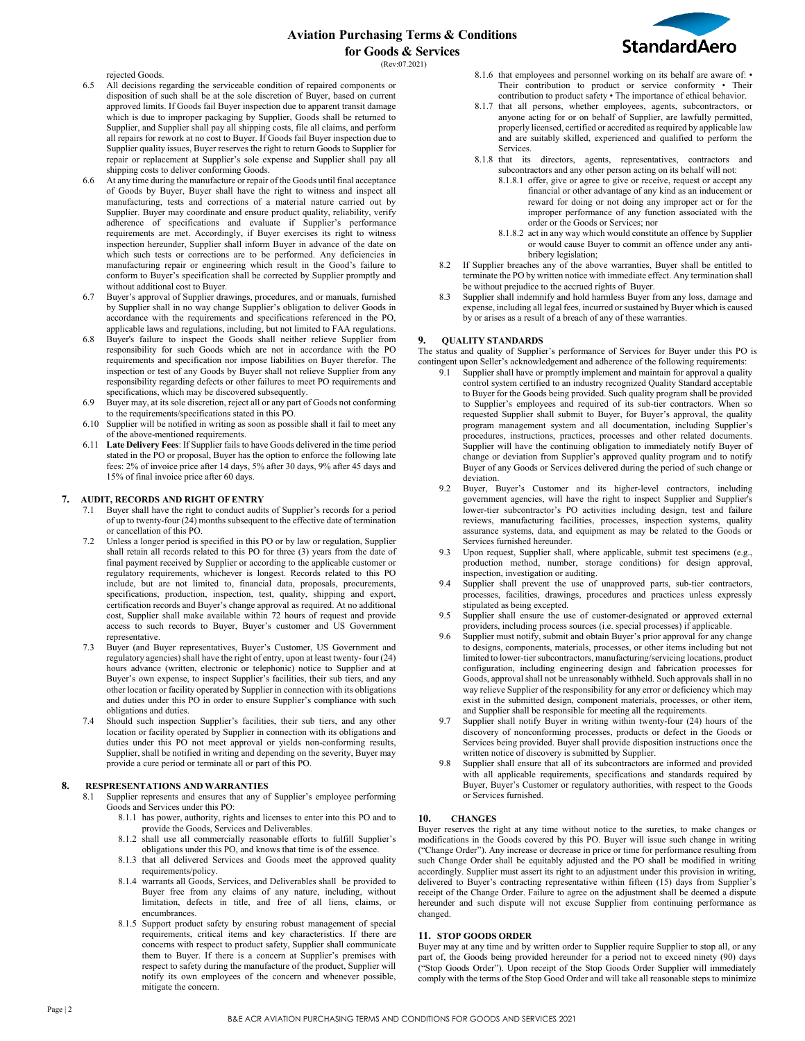rejected Goods.

6.5 All decisions regarding the serviceable condition of repaired components or disposition of such shall be at the sole discretion of Buyer, based on current approved limits. If Goods fail Buyer inspection due to apparent transit damage which is due to improper packaging by Supplier, Goods shall be returned to Supplier, and Supplier shall pay all shipping costs, file all claims, and perform all repairs for rework at no cost to Buyer. If Goods fail Buyer inspection due to Supplier quality issues, Buyer reserves the right to return Goods to Supplier for repair or replacement at Supplier's sole expense and Supplier shall pay all shipping costs to deliver conforming Goods.

6.6 At any time during the manufacture or repair of the Goods until final acceptance of Goods by Buyer, Buyer shall have the right to witness and inspect all manufacturing, tests and corrections of a material nature carried out by Supplier. Buyer may coordinate and ensure product quality, reliability, verify adherence of specifications and evaluate if Supplier's performance requirements are met. Accordingly, if Buyer exercises its right to witness inspection hereunder, Supplier shall inform Buyer in advance of the date on which such tests or corrections are to be performed. Any deficiencies in manufacturing repair or engineering which result in the Good's failure to conform to Buyer's specification shall be corrected by Supplier promptly and without additional cost to Buyer.

6.7 Buyer's approval of Supplier drawings, procedures, and or manuals, furnished by Supplier shall in no way change Supplier's obligation to deliver Goods in accordance with the requirements and specifications referenced in the PO, applicable laws and regulations, including, but not limited to FAA regulations.

6.8 Buyer's failure to inspect the Goods shall neither relieve Supplier from responsibility for such Goods which are not in accordance with the PO requirements and specification nor impose liabilities on Buyer therefor. The inspection or test of any Goods by Buyer shall not relieve Supplier from any responsibility regarding defects or other failures to meet PO requirements and specifications, which may be discovered subsequently.

6.9 Buyer may, at its sole discretion, reject all or any part of Goods not conforming to the requirements/specifications stated in this PO.

6.10 Supplier will be notified in writing as soon as possible shall it fail to meet any of the above-mentioned requirements.

6.11 **Late Delivery Fees**: If Supplier fails to have Goods delivered in the time period stated in the PO or proposal, Buyer has the option to enforce the following late fees: 2% of invoice price after 14 days, 5% after 30 days, 9% after 45 days and 15% of final invoice price after 60 days.

## 7. AUDIT, RECORDS AND RIGHT OF ENTRY

7.1 Buyer shall have the right to conduct audits of Supplier's records for a period of up to twenty-four (24) months subsequent to the effective date of termination or cancellation of this PO.

7.2 Unless a longer period is specified in this PO or by law or regulation, Supplier shall retain all records related to this PO for three (3) years from the date of final payment received by Supplier or according to the applicable customer or regulatory requirements, whichever is longest. Records related to this PO include, but are not limited to, financial data, proposals, procurements, specifications, production, inspection, test, quality, shipping and export, certification records and Buyer's change approval as required. At no additional cost, Supplier shall make available within 72 hours of request and provide access to such records to Buyer, Buyer's customer and US Government representative.

7.3 Buyer (and Buyer representatives, Buyer's Customer, US Government and regulatory agencies) shall have the right of entry, upon at least twenty- four (24) hours advance (written, electronic or telephonic) notice to Supplier and at Buyer's own expense, to inspect Supplier's facilities, their sub tiers, and any other location or facility operated by Supplier in connection with its obligations and duties under this PO in order to ensure Supplier's compliance with such obligations and duties.

7.4 Should such inspection Supplier's facilities, their sub tiers, and any other location or facility operated by Supplier in connection with its obligations and duties under this PO not meet approval or yields non-conforming results, Supplier, shall be notified in writing and depending on the severity, Buyer may provide a cure period or terminate all or part of this PO.

## 8. REPRESENTATIONS AND WARRANTIES

8.1 Supplier represents and ensures that any of Supplier's employee performing Goods and Services under this PO:

8.1.1 has power, authority, rights and licenses to enter into this PO and to provide the Goods, Services and Deliverables.

8.1.2 shall use all commercially reasonable efforts to fulfill Supplier's obligations under this PO, and knows that time is of the essence.

8.1.3 that all delivered Services and Goods meet the approved quality requirements/policy.

8.1.4 warrants all Goods, Services, and Deliverables shall be provided to Buyer free from any claims of any nature, including, without limitation, defects in title, and free of all liens, claims, or encumbrances.

8.1.5 Support product safety by ensuring robust management of special requirements, critical items and key characteristics. If there are concerns with respect to product safety, Supplier shall communicate them to Buyer. If there is a concern at Supplier's premises with respect to safety during the manufacture of the product, Supplier will notify its own employees of the concern and whenever possible, mitigate the concern.

8.1.6 that employees and personnel working on its behalf are aware of: • Their contribution to product or service conformity • Their contribution to product safety • The importance of ethical behavior.

8.1.7 that all persons, whether employees, agents, subcontractors, or anyone acting for or on behalf of Supplier, are lawfully permitted, properly licensed, certified or accredited as required by applicable law and are suitably skilled, experienced and qualified to perform the Services.

8.1.8 that its directors, agents, representatives, contractors and subcontractors and any other person acting on its behalf will not:

8.1.8.1 offer, give or agree to give or receive, request or accept any financial or other advantage of any kind as an inducement or reward for doing or not doing any improper act or for the improper performance of any function associated with the order or the Goods or Services; nor

8.1.8.2 act in any way which would constitute an offence by Supplier or would cause Buyer to commit an offence under any anti-bribery legislation;

8.2 If Supplier breaches any of the above warranties, Buyer shall be entitled to terminate the PO by written notice with immediate effect. Any termination shall be without prejudice to the accrued rights of Buyer.

8.3 Supplier shall indemnify and hold harmless Buyer from any loss, damage and expense, including all legal fees, incurred or sustained by Buyer which is caused by or arises as a result of a breach of any of these warranties.

## 9. QUALITY STANDARDS

The status and quality of Supplier's performance of Services for Buyer under this PO is contingent upon Seller's acknowledgement and adherence of the following requirements:

9.1 Supplier shall have or promptly implement and maintain for approval a quality control system certified to an industry recognized Quality Standard acceptable to Buyer for the Goods being provided. Such quality program shall be provided to Supplier's employees and required of its sub-tier contractors. When so requested Supplier shall submit to Buyer, for Buyer's approval, the quality program management system and all documentation, including Supplier's procedures, instructions, practices, processes and other related documents. Supplier will have the continuing obligation to immediately notify Buyer of change or deviation from Supplier's approved quality program and to notify Buyer of any Goods or Services delivered during the period of such change or deviation.

9.2 Buyer, Buyer's Customer and its higher-level contractors, including government agencies, will have the right to inspect Supplier and Supplier's lower-tier subcontractor's PO activities including design, test and failure reviews, manufacturing facilities, processes, inspection systems, quality assurance systems, data, and equipment as may be related to the Goods or Services furnished hereunder.

9.3 Upon request, Supplier shall, where applicable, submit test specimens (e.g., production method, number, storage conditions) for design approval, inspection, investigation or auditing.

9.4 Supplier shall prevent the use of unapproved parts, sub-tier contractors, processes, facilities, drawings, procedures and practices unless expressly stipulated as being excepted.

9.5 Supplier shall ensure the use of customer-designated or approved external providers, including process sources (i.e. special processes) if applicable.

9.6 Supplier must notify, submit and obtain Buyer's prior approval for any change to designs, components, materials, processes, or other items including but not limited to lower-tier subcontractors, manufacturing/servicing locations, product configuration, including engineering design and fabrication processes for Goods, approval shall not be unreasonably withheld. Such approvals shall in no way relieve Supplier of the responsibility for any error or deficiency which may exist in the submitted design, component materials, processes, or other item, and Supplier shall be responsible for meeting all the requirements.

9.7 Supplier shall notify Buyer in writing within twenty-four (24) hours of the discovery of nonconforming processes, products or defect in the Goods or Services being provided. Buyer shall provide disposition instructions once the written notice of discovery is submitted by Supplier.

9.8 Supplier shall ensure that all of its subcontractors are informed and provided with all applicable requirements, specifications and standards required by Buyer, Buyer's Customer or regulatory authorities, with respect to the Goods or Services furnished.

## 10. CHANGES

Buyer reserves the right at any time without notice to the sureties, to make changes or modifications in the Goods covered by this PO. Buyer will issue such change in writing ("Change Order"). Any increase or decrease in price or time for performance resulting from such Change Order shall be equitably adjusted and the PO shall be modified in writing accordingly. Supplier must assert its right to an adjustment under this provision in writing, delivered to Buyer's contracting representative within fifteen (15) days from Supplier's receipt of the Change Order. Failure to agree on the adjustment shall be deemed a dispute hereunder and such dispute will not excuse Supplier from continuing performance as changed.

## 11. STOP GOODS ORDER

Buyer may at any time and by written order to Supplier require Supplier to stop all, or any part of, the Goods being provided hereunder for a period not to exceed ninety (90) days ("Stop Goods Order"). Upon receipt of the Stop Goods Order Supplier will immediately comply with the terms of the Stop Good Order and will take all reasonable steps to minimize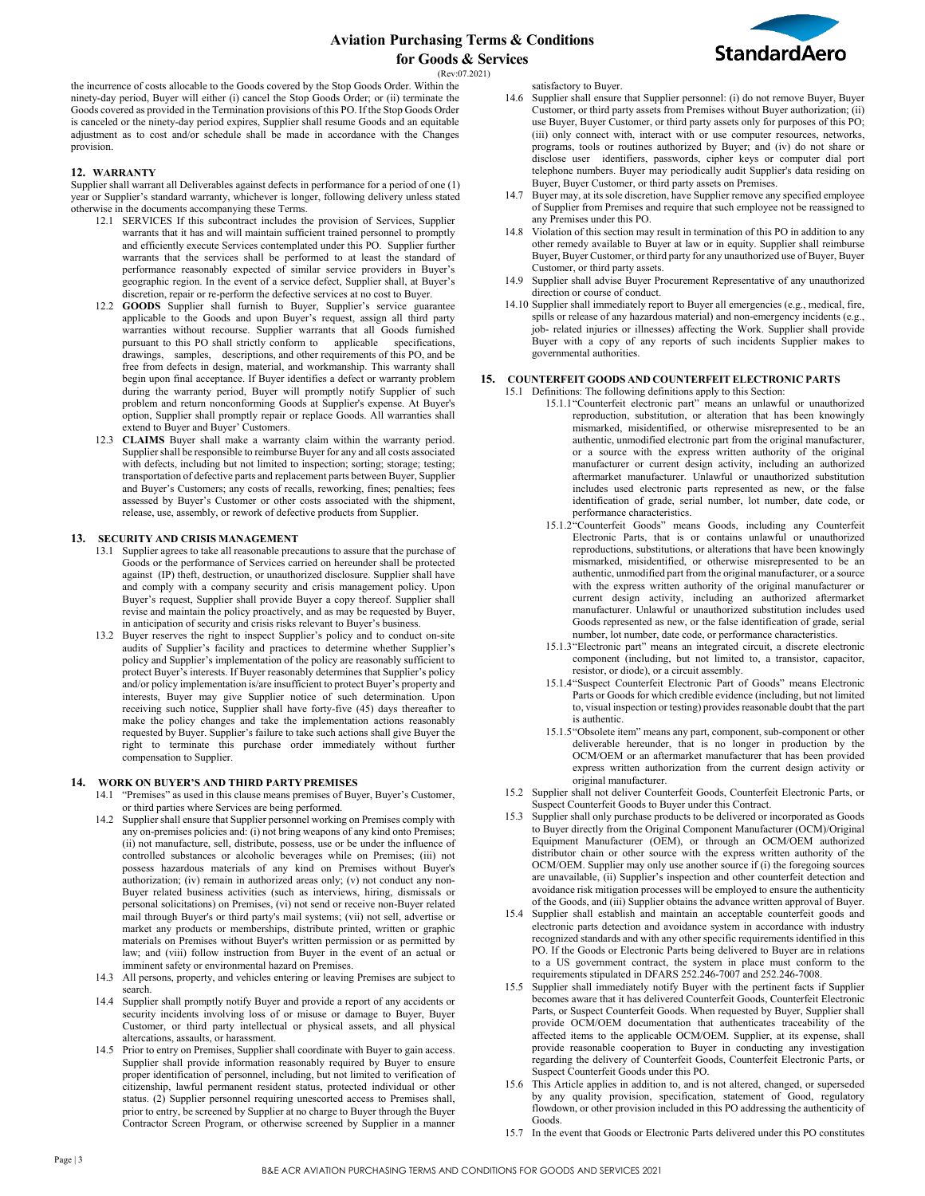the incurrence of costs allocable to the Goods covered by the Stop Goods Order. Within the ninety-day period, Buyer will either (i) cancel the Stop Goods Order; or (ii) terminate the Goods covered as provided in the Termination provisions of this PO. If the Stop Goods Order is canceled or the ninety-day period expires, Supplier shall resume Goods and an equitable adjustment as to cost and/or schedule shall be made in accordance with the Changes provision.

## 12. WARRANTY

Supplier shall warrant all Deliverables against defects in performance for a period of one (1) year or Supplier's standard warranty, whichever is longer, following delivery unless stated otherwise in the documents accompanying these Terms.

12.1 SERVICES If this subcontract includes the provision of Services, Supplier warrants that it has and will maintain sufficient trained personnel to promptly and efficiently execute Services contemplated under this PO. Supplier further warrants that the services shall be performed to at least the standard of performance reasonably expected of similar service providers in Buyer's geographic region. In the event of a service defect, Supplier shall, at Buyer's discretion, repair or re-perform the defective services at no cost to Buyer.

12.2 **GOODS** Supplier shall furnish to Buyer, Supplier's service guarantee applicable to the Goods and upon Buyer's request, assign all third party warranties without recourse. Supplier warrants that all Goods furnished pursuant to this PO shall strictly conform to applicable specifications, drawings, samples, descriptions, and other requirements of this PO, and be free from defects in design, material, and workmanship. This warranty shall begin upon final acceptance. If Buyer identifies a defect or warranty problem during the warranty period, Buyer will promptly notify Supplier of such problem and return nonconforming Goods at Supplier's expense. At Buyer's option, Supplier shall promptly repair or replace Goods. All warranties shall extend to Buyer and Buyer' Customers.

12.3 **CLAIMS** Buyer shall make a warranty claim within the warranty period. Supplier shall be responsible to reimburse Buyer for any and all costs associated with defects, including but not limited to inspection; sorting; storage; testing; transportation of defective parts and replacement parts between Buyer, Supplier and Buyer's Customers; any costs of recalls, reworking, fines; penalties; fees assessed by Buyer's Customer or other costs associated with the shipment, release, use, assembly, or rework of defective products from Supplier.

## 13. SECURITY AND CRISIS MANAGEMENT

13.1 Supplier agrees to take all reasonable precautions to assure that the purchase of Goods or the performance of Services carried on hereunder shall be protected against (IP) theft, destruction, or unauthorized disclosure. Supplier shall have and comply with a company security and crisis management policy. Upon Buyer's request, Supplier shall provide Buyer a copy thereof. Supplier shall revise and maintain the policy proactively, and as may be requested by Buyer, in anticipation of security and crisis risks relevant to Buyer's business.

13.2 Buyer reserves the right to inspect Supplier's policy and to conduct on-site audits of Supplier's facility and practices to determine whether Supplier's policy and Supplier's implementation of the policy are reasonably sufficient to protect Buyer's interests. If Buyer reasonably determines that Supplier's policy and/or policy implementation is/are insufficient to protect Buyer's property and interests, Buyer may give Supplier notice of such determination. Upon receiving such notice, Supplier shall have forty-five (45) days thereafter to make the policy changes and take the implementation actions reasonably requested by Buyer. Supplier's failure to take such actions shall give Buyer the right to terminate this purchase order immediately without further compensation to Supplier.

## 14. WORK ON BUYER'S AND THIRD PARTY PREMISES

14.1 "Premises" as used in this clause means premises of Buyer, Buyer's Customer, or third parties where Services are being performed.

14.2 Supplier shall ensure that Supplier personnel working on Premises comply with any on-premises policies and: (i) not bring weapons of any kind onto Premises; (ii) not manufacture, sell, distribute, possess, use or be under the influence of controlled substances or alcoholic beverages while on Premises; (iii) not possess hazardous materials of any kind on Premises without Buyer's authorization; (iv) remain in authorized areas only; (v) not conduct any non-Buyer related business activities (such as interviews, hiring, dismissals or personal solicitations) on Premises, (vi) not send or receive non-Buyer related mail through Buyer's or third party's mail systems; (vii) not sell, advertise or market any products or memberships, distribute printed, written or graphic materials on Premises without Buyer's written permission or as permitted by law; and (viii) follow instruction from Buyer in the event of an actual or imminent safety or environmental hazard on Premises.

14.3 All persons, property, and vehicles entering or leaving Premises are subject to search.

14.4 Supplier shall promptly notify Buyer and provide a report of any accidents or security incidents involving loss of or misuse or damage to Buyer, Buyer Customer, or third party intellectual or physical assets, and all physical altercations, assaults, or harassment.

14.5 Prior to entry on Premises, Supplier shall coordinate with Buyer to gain access. Supplier shall provide information reasonably required by Buyer to ensure proper identification of personnel, including, but not limited to verification of citizenship, lawful permanent resident status, protected individual or other status. (2) Supplier personnel requiring unescorted access to Premises shall, prior to entry, be screened by Supplier at no charge to Buyer through the Buyer Contractor Screen Program, or otherwise screened by Supplier in a manner satisfactory to Buyer.

14.6 Supplier shall ensure that Supplier personnel: (i) do not remove Buyer, Buyer Customer, or third party assets from Premises without Buyer authorization; (ii) use Buyer, Buyer Customer, or third party assets only for purposes of this PO; (iii) only connect with, interact with or use computer resources, networks, programs, tools or routines authorized by Buyer; and (iv) do not share or disclose user identifiers, passwords, cipher keys or computer dial port telephone numbers. Buyer may periodically audit Supplier's data residing on Buyer, Buyer Customer, or third party assets on Premises.

14.7 Buyer may, at its sole discretion, have Supplier remove any specified employee of Supplier from Premises and require that such employee not be reassigned to any Premises under this PO.

14.8 Violation of this section may result in termination of this PO in addition to any other remedy available to Buyer at law or in equity. Supplier shall reimburse Buyer, Buyer Customer, or third party for any unauthorized use of Buyer, Buyer Customer, or third party assets.

14.9 Supplier shall advise Buyer Procurement Representative of any unauthorized direction or course of conduct.

14.10 Supplier shall immediately report to Buyer all emergencies (e.g., medical, fire, spills or release of any hazardous material) and non-emergency incidents (e.g., job- related injuries or illnesses) affecting the Work. Supplier shall provide Buyer with a copy of any reports of such incidents Supplier makes to governmental authorities.

## 15. COUNTERFEIT GOODS AND COUNTERFEIT ELECTRONIC PARTS

15.1 Definitions: The following definitions apply to this Section:

15.1.1 "Counterfeit electronic part" means an unlawful or unauthorized reproduction, substitution, or alteration that has been knowingly mismarked, misidentified, or otherwise misrepresented to be an authentic, unmodified electronic part from the original manufacturer, or a source with the express written authority of the original manufacturer or current design activity, including an authorized aftermarket manufacturer. Unlawful or unauthorized substitution includes used electronic parts represented as new, or the false identification of grade, serial number, lot number, date code, or performance characteristics.

15.1.2 "Counterfeit Goods" means Goods, including any Counterfeit Electronic Parts, that is or contains unlawful or unauthorized reproductions, substitutions, or alterations that have been knowingly mismarked, misidentified, or otherwise misrepresented to be an authentic, unmodified part from the original manufacturer, or a source with the express written authority of the original manufacturer or current design activity, including an authorized aftermarket manufacturer. Unlawful or unauthorized substitution includes used Goods represented as new, or the false identification of grade, serial number, lot number, date code, or performance characteristics.

15.1.3 "Electronic part" means an integrated circuit, a discrete electronic component (including, but not limited to, a transistor, capacitor, resistor, or diode), or a circuit assembly.

15.1.4 "Suspect Counterfeit Electronic Part of Goods" means Electronic Parts or Goods for which credible evidence (including, but not limited to, visual inspection or testing) provides reasonable doubt that the part is authentic.

15.1.5 "Obsolete item" means any part, component, sub-component or other deliverable hereunder, that is no longer in production by the OCM/OEM or an aftermarket manufacturer that has been provided express written authorization from the current design activity or original manufacturer.

15.2 Supplier shall not deliver Counterfeit Goods, Counterfeit Electronic Parts, or Suspect Counterfeit Goods to Buyer under this Contract.

15.3 Supplier shall only purchase products to be delivered or incorporated as Goods to Buyer directly from the Original Component Manufacturer (OCM)/Original Equipment Manufacturer (OEM), or through an OCM/OEM authorized distributor chain or other source with the express written authority of the OCM/OEM. Supplier may only use another source if (i) the foregoing sources are unavailable, (ii) Supplier's inspection and other counterfeit detection and avoidance risk mitigation processes will be employed to ensure the authenticity of the Goods, and (iii) Supplier obtains the advance written approval of Buyer.

15.4 Supplier shall establish and maintain an acceptable counterfeit goods and electronic parts detection and avoidance system in accordance with industry recognized standards and with any other specific requirements identified in this PO. If the Goods or Electronic Parts being delivered to Buyer are in relations to a US government contract, the system in place must conform to the requirements stipulated in DFARS 252.246-7007 and 252.246-7008.

15.5 Supplier shall immediately notify Buyer with the pertinent facts if Supplier becomes aware that it has delivered Counterfeit Goods, Counterfeit Electronic Parts, or Suspect Counterfeit Goods. When requested by Buyer, Supplier shall provide OCM/OEM documentation that authenticates traceability of the affected items to the applicable OCM/OEM. Supplier, at its expense, shall provide reasonable cooperation to Buyer in conducting any investigation regarding the delivery of Counterfeit Goods, Counterfeit Electronic Parts, or Suspect Counterfeit Goods under this PO.

15.6 This Article applies in addition to, and is not altered, changed, or superseded by any quality provision, specification, statement of Good, regulatory flowdown, or other provision included in this PO addressing the authenticity of Goods.

15.7 In the event that Goods or Electronic Parts delivered under this PO constitutes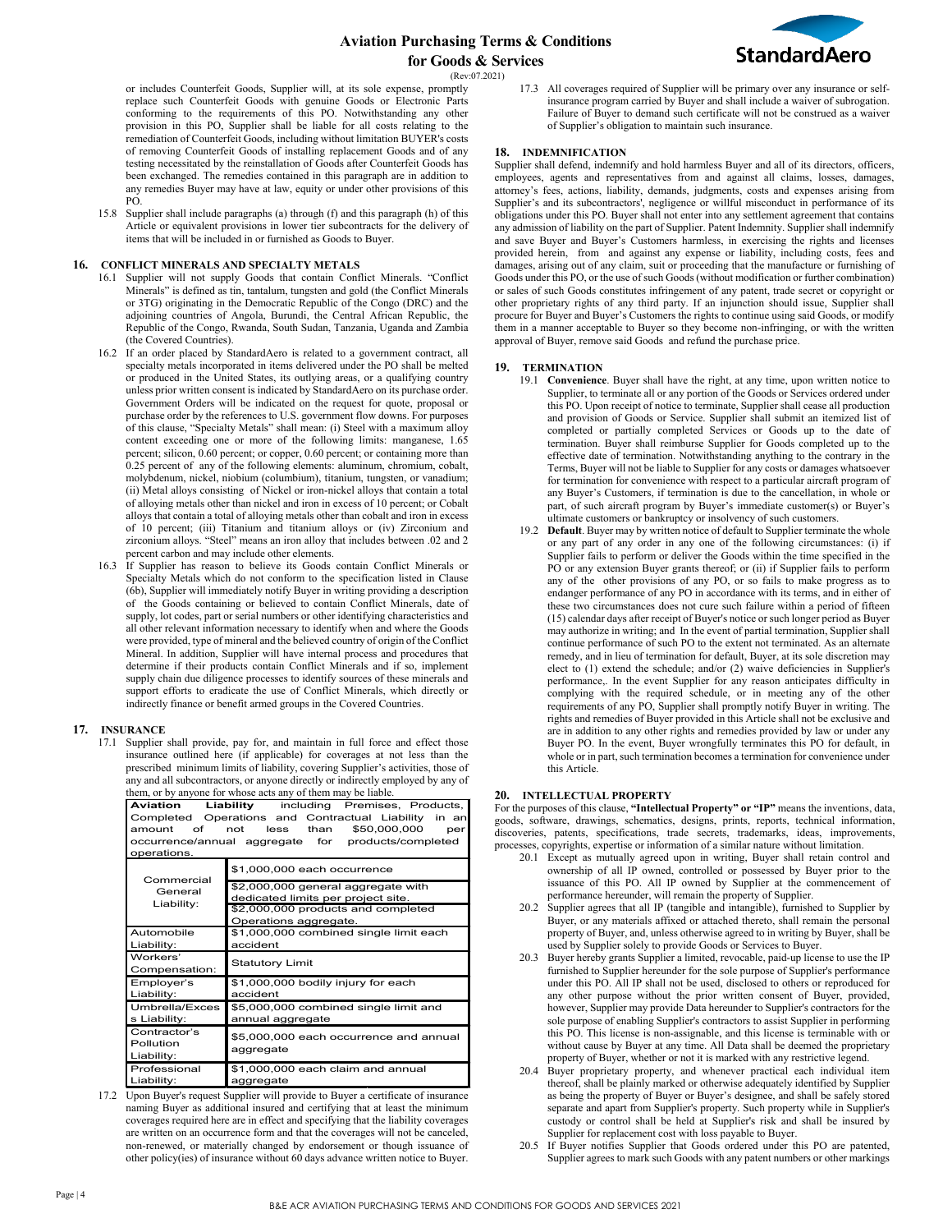or includes Counterfeit Goods, Supplier will, at its sole expense, promptly replace such Counterfeit Goods with genuine Goods or Electronic Parts conforming to the requirements of this PO. Notwithstanding any other provision in this PO, Supplier shall be liable for all costs relating to the remediation of Counterfeit Goods, including without limitation BUYER's costs of removing Counterfeit Goods of installing replacement Goods and of any testing necessitated by the reinstallation of Goods after Counterfeit Goods has been exchanged. The remedies contained in this paragraph are in addition to any remedies Buyer may have at law, equity or under other provisions of this PO.

15.8 Supplier shall include paragraphs (a) through (f) and this paragraph (h) of this Article or equivalent provisions in lower tier subcontracts for the delivery of items that will be included in or furnished as Goods to Buyer.

## 16. CONFLICT MINERALS AND SPECIALTY METALS

16.1 Supplier will not supply Goods that contain Conflict Minerals. "Conflict Minerals" is defined as tin, tantalum, tungsten and gold (the Conflict Minerals or 3TG) originating in the Democratic Republic of the Congo (DRC) and the adjoining countries of Angola, Burundi, the Central African Republic, the Republic of the Congo, Rwanda, South Sudan, Tanzania, Uganda and Zambia (the Covered Countries).

16.2 If an order placed by StandardAero is related to a government contract, all specialty metals incorporated in items delivered under the PO shall be melted or produced in the United States, its outlying areas, or a qualifying country unless prior written consent is indicated by StandardAero on its purchase order. Government Orders will be indicated on the request for quote, proposal or purchase order by the references to U.S. government flow downs. For purposes of this clause, "Specialty Metals" shall mean: (i) Steel with a maximum alloy content exceeding one or more of the following limits: manganese, 1.65 percent; silicon, 0.60 percent; or copper, 0.60 percent; or containing more than 0.25 percent of any of the following elements: aluminum, chromium, cobalt, molybdenum, nickel, niobium (columbium), titanium, tungsten, or vanadium; (ii) Metal alloys consisting of Nickel or iron-nickel alloys that contain a total of alloying metals other than nickel and iron in excess of 10 percent; or Cobalt alloys that contain a total of alloying metals other than cobalt and iron in excess of 10 percent; (iii) Titanium and titanium alloys or (iv) Zirconium and zirconium alloys. "Steel" means an iron alloy that includes between .02 and 2 percent carbon and may include other elements.

16.3 If Supplier has reason to believe its Goods contain Conflict Minerals or Specialty Metals which do not conform to the specification listed in Clause (6b), Supplier will immediately notify Buyer in writing providing a description of the Goods containing or believed to contain Conflict Minerals, date of supply, lot codes, part or serial numbers or other identifying characteristics and all other relevant information necessary to identify when and where the Goods were provided, type of mineral and the believed country of origin of the Conflict Mineral. In addition, Supplier will have internal process and procedures that determine if their products contain Conflict Minerals and if so, implement supply chain due diligence processes to identify sources of these minerals and support efforts to eradicate the use of Conflict Minerals, which directly or indirectly finance or benefit armed groups in the Covered Countries.

## 17. INSURANCE

17.1 Supplier shall provide, pay for, and maintain in full force and effect those insurance outlined here (if applicable) for coverages at not less than the prescribed minimum limits of liability, covering Supplier's activities, those of any and all subcontractors, or anyone directly or indirectly employed by any of them, or by anyone for whose acts any of them may be liable.

| **Aviation Liability** including Premises, Products, Completed Operations and Contractual Liability in an amount of not less than $50,000,000 per occurrence/annual aggregate for products/completed operations. | |
|---|---|
| Commercial General Liability: | $1,000,000 each occurrence |
| | $2,000,000 general aggregate with dedicated limits per project site. |
| | $2,000,000 products and completed Operations aggregate. |
| Automobile Liability: | $1,000,000 combined single limit each accident |
| Workers' Compensation: | Statutory Limit |
| Employer's Liability: | $1,000,000 bodily injury for each accident |
| Umbrella/Excess Liability: | $5,000,000 combined single limit and annual aggregate |
| Contractor's Pollution Liability: | $5,000,000 each occurrence and annual aggregate |
| Professional Liability: | $1,000,000 each claim and annual aggregate |

17.2 Upon Buyer's request Supplier will provide to Buyer a certificate of insurance naming Buyer as additional insured and certifying that at least the minimum coverages required here are in effect and specifying that the liability coverages are written on an occurrence form and that the coverages will not be canceled, non-renewed, or materially changed by endorsement or though issuance of other policy(ies) of insurance without 60 days advance written notice to Buyer.

17.3 All coverages required of Supplier will be primary over any insurance or self-insurance program carried by Buyer and shall include a waiver of subrogation. Failure of Buyer to demand such certificate will not be construed as a waiver of Supplier's obligation to maintain such insurance.

## 18. INDEMNIFICATION

Supplier shall defend, indemnify and hold harmless Buyer and all of its directors, officers, employees, agents and representatives from and against all claims, losses, damages, attorney's fees, authority, liability, demands, judgments, costs and expenses arising from Supplier's and its subcontractors', negligence or willful misconduct in performance of its obligations under this PO. Buyer shall not enter into any settlement agreement that contains any admission of liability on the part of Supplier. Patent Indemnity. Supplier shall indemnify and save Buyer and Buyer's Customers harmless, in exercising the rights and licenses provided herein, from and against any expense or liability, including costs, fees and damages, arising out of any claim, suit or proceeding that the manufacture or furnishing of Goods under this PO, or the use of such Goods (without modification or further combination) or sales of such Goods constitutes infringement of any patent, trade secret or copyright or other proprietary rights of any third party. If an injunction should issue, Supplier shall procure for Buyer and Buyer's Customers the rights to continue using said Goods, or modify them in a manner acceptable to Buyer so they become non-infringing, or with the written approval of Buyer, remove said Goods and refund the purchase price.

## 19. TERMINATION

19.1 **Convenience**. Buyer shall have the right, at any time, upon written notice to Supplier, to terminate all or any portion of the Goods or Services ordered under this PO. Upon receipt of notice to terminate, Supplier shall cease all production and provision of Goods or Service. Supplier shall submit an itemized list of completed or partially completed Services or Goods up to the date of termination. Buyer shall reimburse Supplier for Goods completed up to the effective date of termination. Notwithstanding anything to the contrary in the Terms, Buyer will not be liable to Supplier for any costs or damages whatsoever for termination for convenience with respect to a particular aircraft program of any Buyer's Customers, if termination is due to the cancellation, in whole or part, of such aircraft program by Buyer's immediate customer(s) or Buyer's ultimate customers or bankruptcy or insolvency of such customers.

19.2 **Default**. Buyer may by written notice of default to Supplier terminate the whole or any part of any order in any one of the following circumstances: (i) if Supplier fails to perform or deliver the Goods within the time specified in the PO or any extension Buyer grants thereof; or (ii) if Supplier fails to perform any of the other provisions of any PO, or so fails to make progress as to endanger performance of any PO in accordance with its terms, and in either of these two circumstances does not cure such failure within a period of fifteen (15) calendar days after receipt of Buyer's notice or such longer period as Buyer may authorize in writing; and In the event of partial termination, Supplier shall continue performance of such PO to the extent not terminated. As an alternate remedy, and in lieu of termination for default, Buyer, at its sole discretion may elect to (1) extend the schedule; and/or (2) waive deficiencies in Supplier's performance,. In the event Supplier for any reason anticipates difficulty in complying with the required schedule, or in meeting any of the other requirements of any PO, Supplier shall promptly notify Buyer in writing. The rights and remedies of Buyer provided in this Article shall not be exclusive and are in addition to any other rights and remedies provided by law or under any Buyer PO. In the event, Buyer wrongfully terminates this PO for default, in whole or in part, such termination becomes a termination for convenience under this Article.

## 20. INTELLECTUAL PROPERTY

For the purposes of this clause, **"Intellectual Property" or "IP"** means the inventions, data, goods, software, drawings, schematics, designs, prints, reports, technical information, discoveries, patents, specifications, trade secrets, trademarks, ideas, improvements, processes, copyrights, expertise or information of a similar nature without limitation.

20.1 Except as mutually agreed upon in writing, Buyer shall retain control and ownership of all IP owned, controlled or possessed by Buyer prior to the issuance of this PO. All IP owned by Supplier at the commencement of performance hereunder, will remain the property of Supplier.

20.2 Supplier agrees that all IP (tangible and intangible), furnished to Supplier by Buyer, or any materials affixed or attached thereto, shall remain the personal property of Buyer, and, unless otherwise agreed to in writing by Buyer, shall be used by Supplier solely to provide Goods or Services to Buyer.

20.3 Buyer hereby grants Supplier a limited, revocable, paid-up license to use the IP furnished to Supplier hereunder for the sole purpose of Supplier's performance under this PO. All IP shall not be used, disclosed to others or reproduced for any other purpose without the prior written consent of Buyer, provided, however, Supplier may provide Data hereunder to Supplier's contractors for the sole purpose of enabling Supplier's contractors to assist Supplier in performing this PO. This license is non-assignable, and this license is terminable with or without cause by Buyer at any time. All Data shall be deemed the proprietary property of Buyer, whether or not it is marked with any restrictive legend.

20.4 Buyer proprietary property, and whenever practical each individual item thereof, shall be plainly marked or otherwise adequately identified by Supplier as being the property of Buyer or Buyer's designee, and shall be safely stored separate and apart from Supplier's property. Such property while in Supplier's custody or control shall be held at Supplier's risk and shall be insured by Supplier for replacement cost with loss payable to Buyer.

20.5 If Buyer notifies Supplier that Goods ordered under this PO are patented, Supplier agrees to mark such Goods with any patent numbers or other markings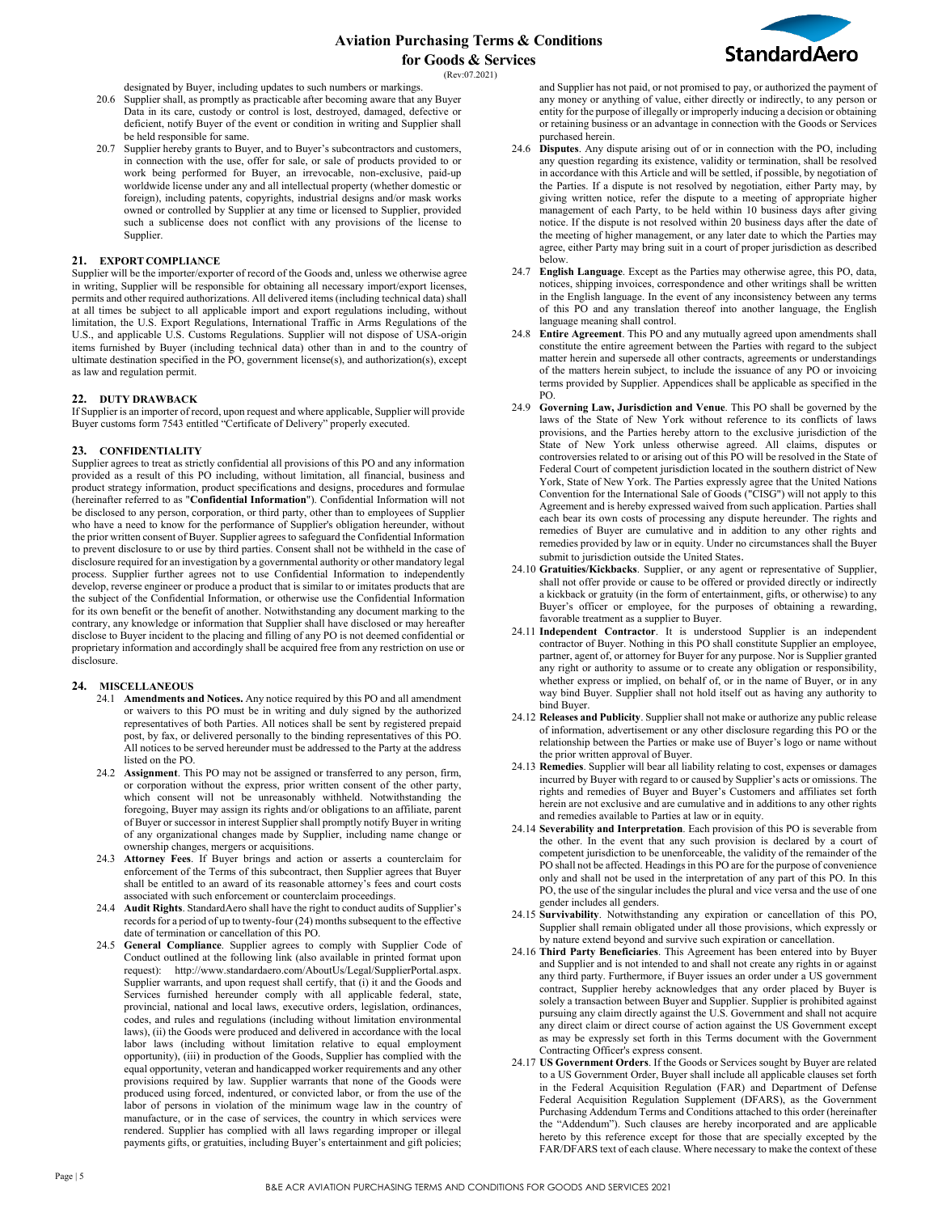designated by Buyer, including updates to such numbers or markings.

20.6 Supplier shall, as promptly as practicable after becoming aware that any Buyer Data in its care, custody or control is lost, destroyed, damaged, defective or deficient, notify Buyer of the event or condition in writing and Supplier shall be held responsible for same.

20.7 Supplier hereby grants to Buyer, and to Buyer's subcontractors and customers, in connection with the use, offer for sale, or sale of products provided to or work being performed for Buyer, an irrevocable, non-exclusive, paid-up worldwide license under any and all intellectual property (whether domestic or foreign), including patents, copyrights, industrial designs and/or mask works owned or controlled by Supplier at any time or licensed to Supplier, provided such a sublicense does not conflict with any provisions of the license to Supplier.

## 21. EXPORT COMPLIANCE

Supplier will be the importer/exporter of record of the Goods and, unless we otherwise agree in writing, Supplier will be responsible for obtaining all necessary import/export licenses, permits and other required authorizations. All delivered items (including technical data) shall at all times be subject to all applicable import and export regulations including, without limitation, the U.S. Export Regulations, International Traffic in Arms Regulations of the U.S., and applicable U.S. Customs Regulations. Supplier will not dispose of USA-origin items furnished by Buyer (including technical data) other than in and to the country of ultimate destination specified in the PO, government license(s), and authorization(s), except as law and regulation permit.

## 22. DUTY DRAWBACK

If Supplier is an importer of record, upon request and where applicable, Supplier will provide Buyer customs form 7543 entitled "Certificate of Delivery" properly executed.

## 23. CONFIDENTIALITY

Supplier agrees to treat as strictly confidential all provisions of this PO and any information provided as a result of this PO including, without limitation, all financial, business and product strategy information, product specifications and designs, procedures and formulae (hereinafter referred to as "**Confidential Information**"). Confidential Information will not be disclosed to any person, corporation, or third party, other than to employees of Supplier who have a need to know for the performance of Supplier's obligation hereunder, without the prior written consent of Buyer. Supplier agrees to safeguard the Confidential Information to prevent disclosure to or use by third parties. Consent shall not be withheld in the case of disclosure required for an investigation by a governmental authority or other mandatory legal process. Supplier further agrees not to use Confidential Information to independently develop, reverse engineer or produce a product that is similar to or imitates products that are the subject of the Confidential Information, or otherwise use the Confidential Information for its own benefit or the benefit of another. Notwithstanding any document marking to the contrary, any knowledge or information that Supplier shall have disclosed or may hereafter disclose to Buyer incident to the placing and filling of any PO is not deemed confidential or proprietary information and accordingly shall be acquired free from any restriction on use or disclosure.

## 24. MISCELLANEOUS

24.1 **Amendments and Notices.** Any notice required by this PO and all amendment or waivers to this PO must be in writing and duly signed by the authorized representatives of both Parties. All notices shall be sent by registered prepaid post, by fax, or delivered personally to the binding representatives of this PO. All notices to be served hereunder must be addressed to the Party at the address listed on the PO.

24.2 **Assignment**. This PO may not be assigned or transferred to any person, firm, or corporation without the express, prior written consent of the other party, which consent will not be unreasonably withheld. Notwithstanding the foregoing, Buyer may assign its rights and/or obligations to an affiliate, parent of Buyer or successor in interest Supplier shall promptly notify Buyer in writing of any organizational changes made by Supplier, including name change or ownership changes, mergers or acquisitions.

24.3 **Attorney Fees**. If Buyer brings and action or asserts a counterclaim for enforcement of the Terms of this subcontract, then Supplier agrees that Buyer shall be entitled to an award of its reasonable attorney's fees and court costs associated with such enforcement or counterclaim proceedings.

24.4 **Audit Rights**. StandardAero shall have the right to conduct audits of Supplier's records for a period of up to twenty-four (24) months subsequent to the effective date of termination or cancellation of this PO.

24.5 **General Compliance**. Supplier agrees to comply with Supplier Code of Conduct outlined at the following link (also available in printed format upon request): http://www.standardaero.com/AboutUs/Legal/SupplierPortal.aspx. Supplier warrants, and upon request shall certify, that (i) it and the Goods and Services furnished hereunder comply with all applicable federal, state, provincial, national and local laws, executive orders, legislation, ordinances, codes, and rules and regulations (including without limitation environmental laws), (ii) the Goods were produced and delivered in accordance with the local labor laws (including without limitation relative to equal employment opportunity), (iii) in production of the Goods, Supplier has complied with the equal opportunity, veteran and handicapped worker requirements and any other provisions required by law. Supplier warrants that none of the Goods were produced using forced, indentured, or convicted labor, or from the use of the labor of persons in violation of the minimum wage law in the country of manufacture, or in the case of services, the country in which services were rendered. Supplier has complied with all laws regarding improper or illegal payments gifts, or gratuities, including Buyer's entertainment and gift policies; and Supplier has not paid, or not promised to pay, or authorized the payment of any money or anything of value, either directly or indirectly, to any person or entity for the purpose of illegally or improperly inducing a decision or obtaining or retaining business or an advantage in connection with the Goods or Services purchased herein.

24.6 **Disputes**. Any dispute arising out of or in connection with the PO, including any question regarding its existence, validity or termination, shall be resolved in accordance with this Article and will be settled, if possible, by negotiation of the Parties. If a dispute is not resolved by negotiation, either Party may, by giving written notice, refer the dispute to a meeting of appropriate higher management of each Party, to be held within 10 business days after giving notice. If the dispute is not resolved within 20 business days after the date of the meeting of higher management, or any later date to which the Parties may agree, either Party may bring suit in a court of proper jurisdiction as described below.

24.7 **English Language**. Except as the Parties may otherwise agree, this PO, data, notices, shipping invoices, correspondence and other writings shall be written in the English language. In the event of any inconsistency between any terms of this PO and any translation thereof into another language, the English language meaning shall control.

24.8 **Entire Agreement**. This PO and any mutually agreed upon amendments shall constitute the entire agreement between the Parties with regard to the subject matter herein and supersede all other contracts, agreements or understandings of the matters herein subject, to include the issuance of any PO or invoicing terms provided by Supplier. Appendices shall be applicable as specified in the PO.

24.9 **Governing Law, Jurisdiction and Venue**. This PO shall be governed by the laws of the State of New York without reference to its conflicts of laws provisions, and the Parties hereby attorn to the exclusive jurisdiction of the State of New York unless otherwise agreed. All claims, disputes or controversies related to or arising out of this PO will be resolved in the State of Federal Court of competent jurisdiction located in the southern district of New York, State of New York. The Parties expressly agree that the United Nations Convention for the International Sale of Goods ("CISG") will not apply to this Agreement and is hereby expressed waived from such application. Parties shall each bear its own costs of processing any dispute hereunder. The rights and remedies of Buyer are cumulative and in addition to any other rights and remedies provided by law or in equity. Under no circumstances shall the Buyer submit to jurisdiction outside the United States.

24.10 **Gratuities/Kickbacks**. Supplier, or any agent or representative of Supplier, shall not offer provide or cause to be offered or provided directly or indirectly a kickback or gratuity (in the form of entertainment, gifts, or otherwise) to any Buyer's officer or employee, for the purposes of obtaining a rewarding, favorable treatment as a supplier to Buyer.

24.11 **Independent Contractor**. It is understood Supplier is an independent contractor of Buyer. Nothing in this PO shall constitute Supplier an employee, partner, agent of, or attorney for Buyer for any purpose. Nor is Supplier granted any right or authority to assume or to create any obligation or responsibility, whether express or implied, on behalf of, or in the name of Buyer, or in any way bind Buyer. Supplier shall not hold itself out as having any authority to bind Buyer.

24.12 **Releases and Publicity**. Supplier shall not make or authorize any public release of information, advertisement or any other disclosure regarding this PO or the relationship between the Parties or make use of Buyer's logo or name without the prior written approval of Buyer.

24.13 **Remedies**. Supplier will bear all liability relating to cost, expenses or damages incurred by Buyer with regard to or caused by Supplier's acts or omissions. The rights and remedies of Buyer and Buyer's Customers and affiliates set forth herein are not exclusive and are cumulative and in additions to any other rights and remedies available to Parties at law or in equity.

24.14 **Severability and Interpretation**. Each provision of this PO is severable from the other. In the event that any such provision is declared by a court of competent jurisdiction to be unenforceable, the validity of the remainder of the PO shall not be affected. Headings in this PO are for the purpose of convenience only and shall not be used in the interpretation of any part of this PO. In this PO, the use of the singular includes the plural and vice versa and the use of one gender includes all genders.

24.15 **Survivability**. Notwithstanding any expiration or cancellation of this PO, Supplier shall remain obligated under all those provisions, which expressly or by nature extend beyond and survive such expiration or cancellation.

24.16 **Third Party Beneficiaries**. This Agreement has been entered into by Buyer and Supplier and is not intended to and shall not create any rights in or against any third party. Furthermore, if Buyer issues an order under a US government contract, Supplier hereby acknowledges that any order placed by Buyer is solely a transaction between Buyer and Supplier. Supplier is prohibited against pursuing any claim directly against the U.S. Government and shall not acquire any direct claim or direct course of action against the US Government except as may be expressly set forth in this Terms document with the Government Contracting Officer's express consent.

24.17 **US Government Orders**. If the Goods or Services sought by Buyer are related to a US Government Order, Buyer shall include all applicable clauses set forth in the Federal Acquisition Regulation (FAR) and Department of Defense Federal Acquisition Regulation Supplement (DFARS), as the Government Purchasing Addendum Terms and Conditions attached to this order (hereinafter the "Addendum"). Such clauses are hereby incorporated and are applicable hereto by this reference except for those that are specially excepted by the FAR/DFARS text of each clause. Where necessary to make the context of these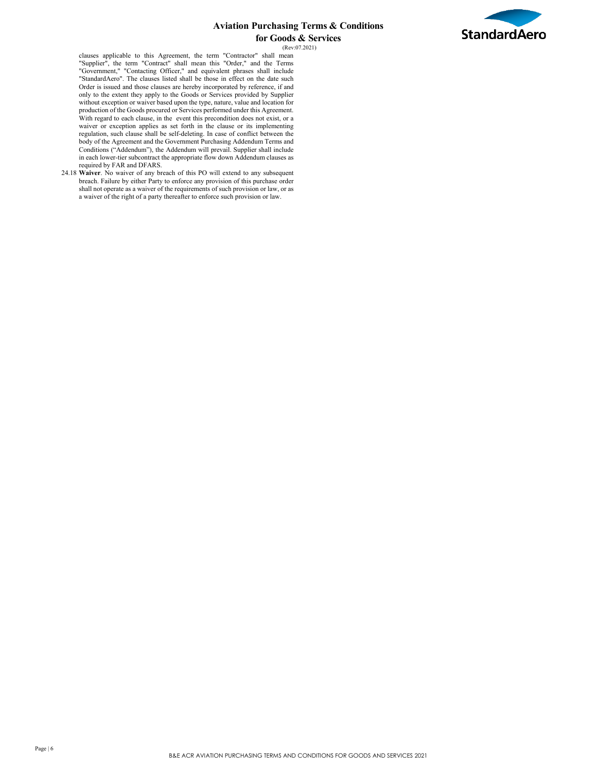clauses applicable to this Agreement, the term "Contractor" shall mean "Supplier", the term "Contract" shall mean this "Order," and the Terms "Government," "Contacting Officer," and equivalent phrases shall include "StandardAero". The clauses listed shall be those in effect on the date such Order is issued and those clauses are hereby incorporated by reference, if and only to the extent they apply to the Goods or Services provided by Supplier without exception or waiver based upon the type, nature, value and location for production of the Goods procured or Services performed under this Agreement. With regard to each clause, in the event this precondition does not exist, or a waiver or exception applies as set forth in the clause or its implementing regulation, such clause shall be self-deleting. In case of conflict between the body of the Agreement and the Government Purchasing Addendum Terms and Conditions ("Addendum"), the Addendum will prevail. Supplier shall include in each lower-tier subcontract the appropriate flow down Addendum clauses as required by FAR and DFARS.

24.18 **Waiver**. No waiver of any breach of this PO will extend to any subsequent breach. Failure by either Party to enforce any provision of this purchase order shall not operate as a waiver of the requirements of such provision or law, or as a waiver of the right of a party thereafter to enforce such provision or law.